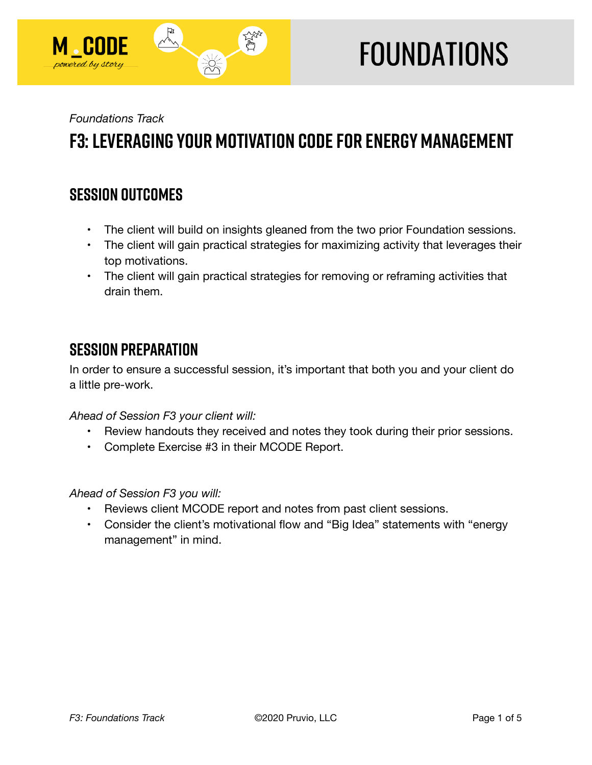# FOUNDATIONS

*Foundations Track*

# F3: LEVERAGING YOUR MOTIVATION CODE FOR ENERGY MANAGEMENT

## SESSION OUTCOMES

- The client will build on insights gleaned from the two prior Foundation sessions.
- The client will gain practical strategies for maximizing activity that leverages their top motivations.
- The client will gain practical strategies for removing or reframing activities that drain them.

## SESSION PREPARATION

In order to ensure a successful session, it's important that both you and your client do a little pre-work.

*Ahead of Session F3 your client will:*

- Review handouts they received and notes they took during their prior sessions.
- Complete Exercise #3 in their MCODE Report.

*Ahead of Session F3 you will:*

- Reviews client MCODE report and notes from past client sessions.
- Consider the client's motivational flow and "Big Idea" statements with "energy management" in mind.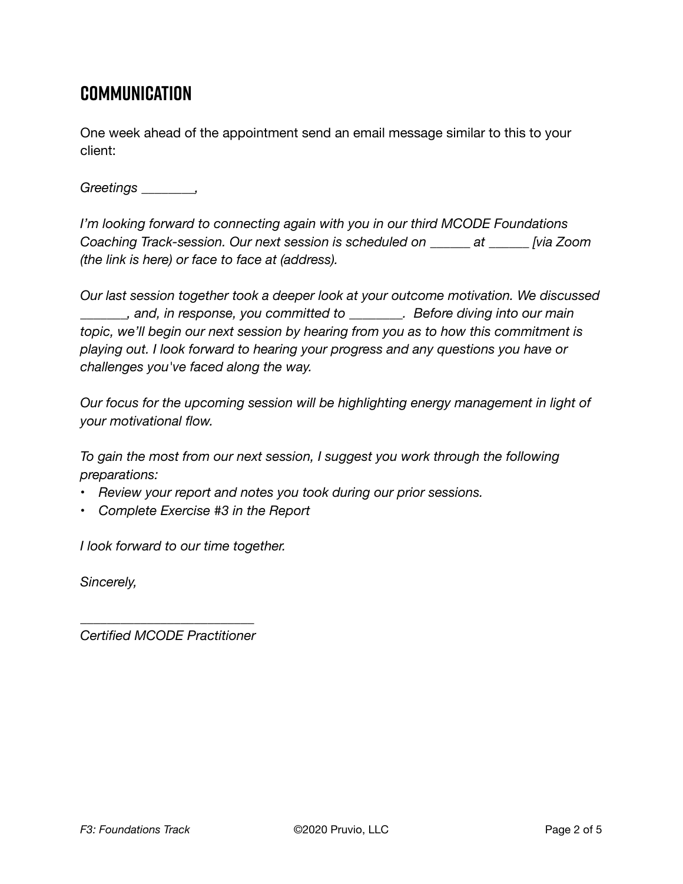## COMMUNICATION

One week ahead of the appointment send an email message similar to this to your client:

*Greetings ________,*

*I'm looking forward to connecting again with you in our third MCODE Foundations Coaching Track-session. Our next session is scheduled on ______ at ______ [via Zoom (the link is here) or face to face at (address).*

*Our last session together took a deeper look at your outcome motivation. We discussed _______, and, in response, you committed to ________. Before diving into our main topic, we'll begin our next session by hearing from you as to how this commitment is playing out. I look forward to hearing your progress and any questions you have or challenges you've faced along the way.*

*Our focus for the upcoming session will be highlighting energy management in light of your motivational flow.*

*To gain the most from our next session, I suggest you work through the following preparations:*

- *Review your report and notes you took during our prior sessions.*
- *Complete Exercise #3 in the Report*

*I look forward to our time together.*

*Sincerely,*

__________________________

*Certified MCODE Practitioner*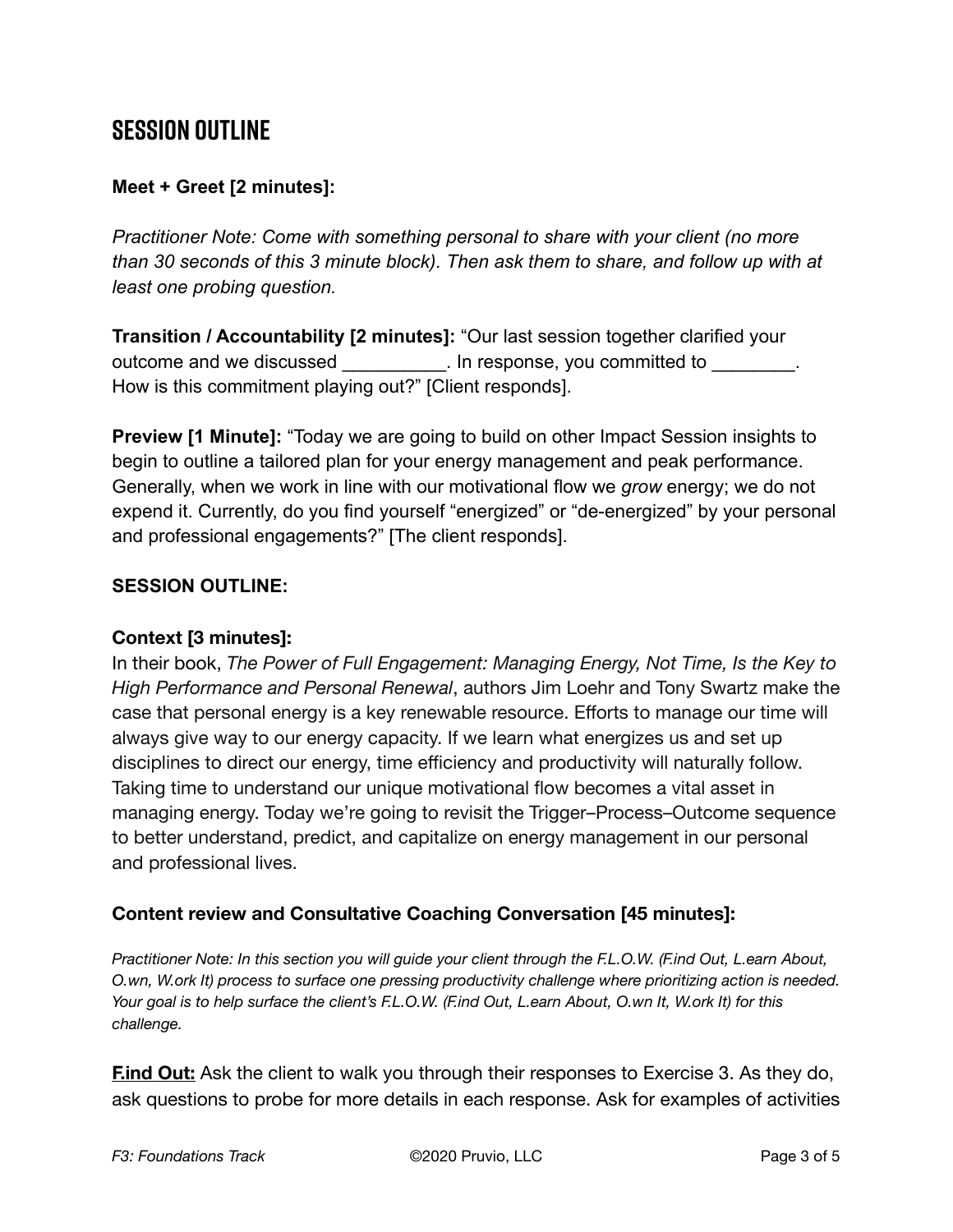# SESSION OUTLINE

**Meet + Greet [2 minutes]:**

*Practitioner Note: Come with something personal to share with your client (no more than 30 seconds of this 3 minute block). Then ask them to share, and follow up with at least one probing question.*

**Transition / Accountability [2 minutes]:** "Our last session together clarified your outcome and we discussed __________. In response, you committed to ________. How is this commitment playing out?" [Client responds].

**Preview [1 Minute]:** "Today we are going to build on other Impact Session insights to begin to outline a tailored plan for your energy management and peak performance. Generally, when we work in line with our motivational flow we *grow* energy; we do not expend it. Currently, do you find yourself "energized" or "de-energized" by your personal and professional engagements?" [The client responds].

**SESSION OUTLINE:**

**Context [3 minutes]:**

In their book, *The Power of Full Engagement: Managing Energy, Not Time, Is the Key to High Performance and Personal Renewal*, authors Jim Loehr and Tony Swartz make the case that personal energy is a key renewable resource. Efforts to manage our time will always give way to our energy capacity. If we learn what energizes us and set up disciplines to direct our energy, time efficiency and productivity will naturally follow. Taking time to understand our unique motivational flow becomes a vital asset in managing energy. Today we're going to revisit the Trigger–Process–Outcome sequence to better understand, predict, and capitalize on energy management in our personal and professional lives.

**Content review and Consultative Coaching Conversation [45 minutes]:**

*Practitioner Note: In this section you will guide your client through the F.L.O.W. (F.ind Out, L.earn About, O.wn, W.ork It) process to surface one pressing productivity challenge where prioritizing action is needed. Your goal is to help surface the client's F.L.O.W. (F.ind Out, L.earn About, O.wn It, W.ork It) for this challenge.*

**F.ind Out:** Ask the client to walk you through their responses to Exercise 3. As they do, ask questions to probe for more details in each response. Ask for examples of activities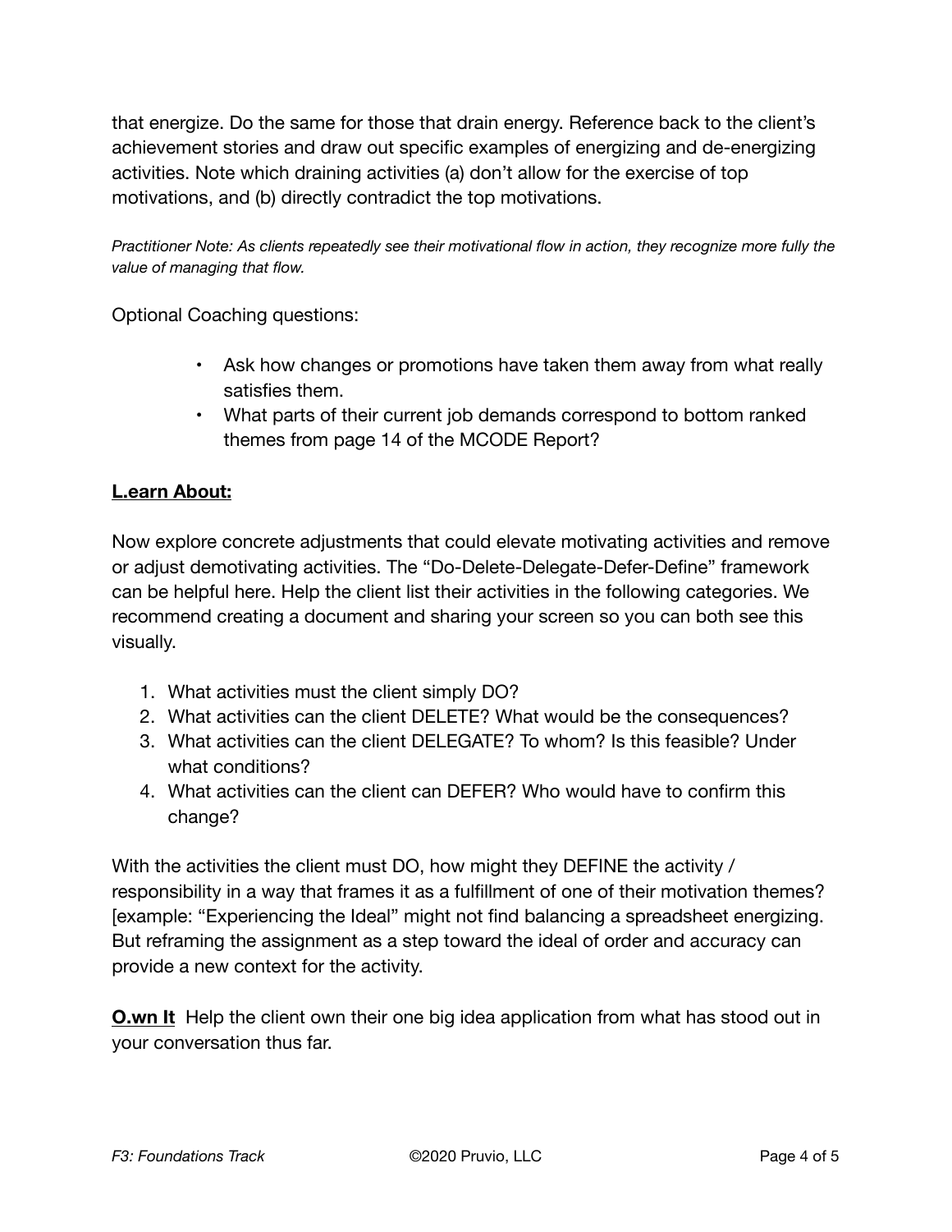that energize. Do the same for those that drain energy. Reference back to the client's achievement stories and draw out specific examples of energizing and de-energizing activities. Note which draining activities (a) don't allow for the exercise of top motivations, and (b) directly contradict the top motivations.

*Practitioner Note: As clients repeatedly see their motivational flow in action, they recognize more fully the value of managing that flow.*

Optional Coaching questions:

- Ask how changes or promotions have taken them away from what really satisfies them.
- What parts of their current job demands correspond to bottom ranked themes from page 14 of the MCODE Report?

**L.earn About:**

Now explore concrete adjustments that could elevate motivating activities and remove or adjust demotivating activities. The "Do-Delete-Delegate-Defer-Define" framework can be helpful here. Help the client list their activities in the following categories. We recommend creating a document and sharing your screen so you can both see this visually.

1. What activities must the client simply DO?
2. What activities can the client DELETE? What would be the consequences?
3. What activities can the client DELEGATE? To whom? Is this feasible? Under what conditions?
4. What activities can the client can DEFER? Who would have to confirm this change?

With the activities the client must DO, how might they DEFINE the activity / responsibility in a way that frames it as a fulfillment of one of their motivation themes? [example: "Experiencing the Ideal" might not find balancing a spreadsheet energizing. But reframing the assignment as a step toward the ideal of order and accuracy can provide a new context for the activity.

**O.wn It** Help the client own their one big idea application from what has stood out in your conversation thus far.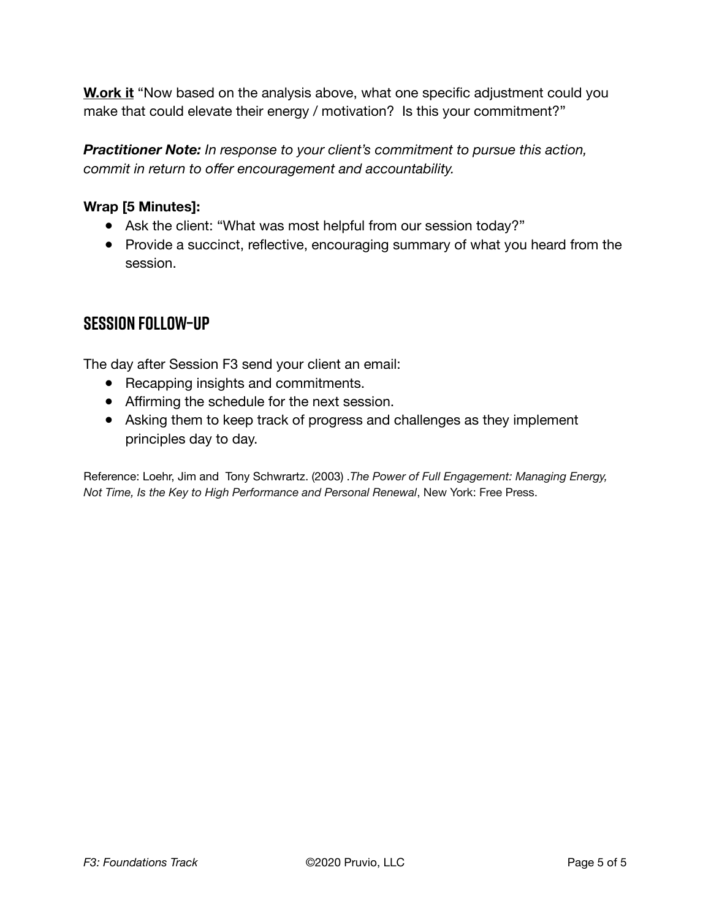**<u>W.ork it</u>** "Now based on the analysis above, what one specific adjustment could you make that could elevate their energy / motivation?  Is this your commitment?"

***Practitioner Note:*** *In response to your client's commitment to pursue this action, commit in return to offer encouragement and accountability.*

**Wrap [5 Minutes]:**

- Ask the client: "What was most helpful from our session today?"
- Provide a succinct, reflective, encouraging summary of what you heard from the session.

## Session Follow-Up

The day after Session F3 send your client an email:

- Recapping insights and commitments.
- Affirming the schedule for the next session.
- Asking them to keep track of progress and challenges as they implement principles day to day.

Reference: Loehr, Jim and  Tony Schwrartz. (2003) .*The Power of Full Engagement: Managing Energy, Not Time, Is the Key to High Performance and Personal Renewal*, New York: Free Press.